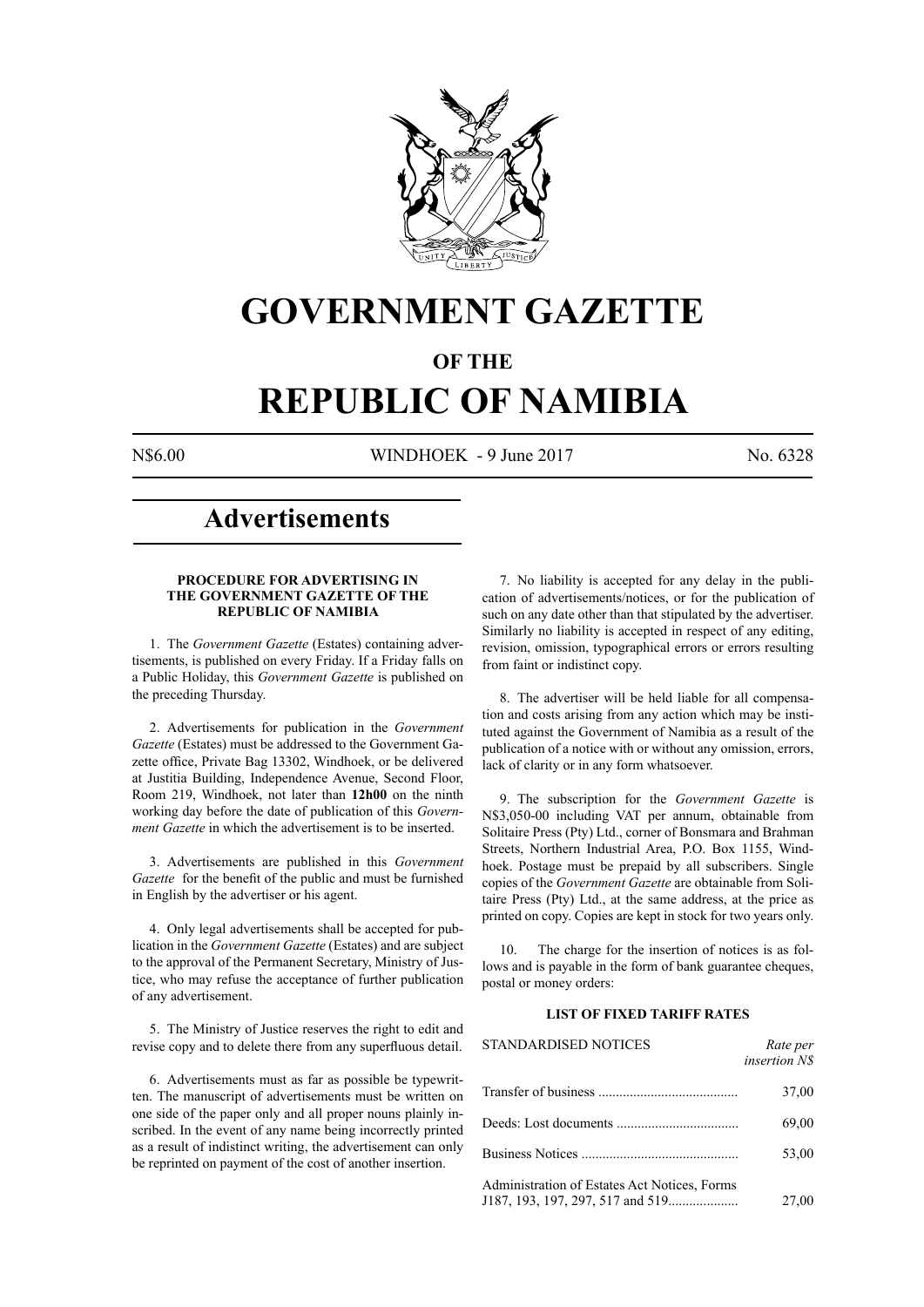# GOVERNMENT GAZETTE

## OF THE

# REPUBLIC OF NAMIBIA

N$6.00 WINDHOEK - 9 June 2017 No. 6328

## Advertisements

### PROCEDURE FOR ADVERTISING IN THE GOVERNMENT GAZETTE OF THE REPUBLIC OF NAMIBIA

1. The *Government Gazette* (Estates) containing advertisements, is published on every Friday. If a Friday falls on a Public Holiday, this *Government Gazette* is published on the preceding Thursday.

2. Advertisements for publication in the *Government Gazette* (Estates) must be addressed to the Government Gazette office, Private Bag 13302, Windhoek, or be delivered at Justitia Building, Independence Avenue, Second Floor, Room 219, Windhoek, not later than **12h00** on the ninth working day before the date of publication of this *Government Gazette* in which the advertisement is to be inserted.

3. Advertisements are published in this *Government Gazette* for the benefit of the public and must be furnished in English by the advertiser or his agent.

4. Only legal advertisements shall be accepted for publication in the *Government Gazette* (Estates) and are subject to the approval of the Permanent Secretary, Ministry of Justice, who may refuse the acceptance of further publication of any advertisement.

5. The Ministry of Justice reserves the right to edit and revise copy and to delete there from any superfluous detail.

6. Advertisements must as far as possible be typewritten. The manuscript of advertisements must be written on one side of the paper only and all proper nouns plainly inscribed. In the event of any name being incorrectly printed as a result of indistinct writing, the advertisement can only be reprinted on payment of the cost of another insertion.

7. No liability is accepted for any delay in the publication of advertisements/notices, or for the publication of such on any date other than that stipulated by the advertiser. Similarly no liability is accepted in respect of any editing, revision, omission, typographical errors or errors resulting from faint or indistinct copy.

8. The advertiser will be held liable for all compensation and costs arising from any action which may be instituted against the Government of Namibia as a result of the publication of a notice with or without any omission, errors, lack of clarity or in any form whatsoever.

9. The subscription for the *Government Gazette* is N$3,050-00 including VAT per annum, obtainable from Solitaire Press (Pty) Ltd., corner of Bonsmara and Brahman Streets, Northern Industrial Area, P.O. Box 1155, Windhoek. Postage must be prepaid by all subscribers. Single copies of the *Government Gazette* are obtainable from Solitaire Press (Pty) Ltd., at the same address, at the price as printed on copy. Copies are kept in stock for two years only.

10. The charge for the insertion of notices is as follows and is payable in the form of bank guarantee cheques, postal or money orders:

**LIST OF FIXED TARIFF RATES**

| STANDARDISED NOTICES | *Rate per insertion N$* |
|---|---|
| Transfer of business | 37,00 |
| Deeds: Lost documents | 69,00 |
| Business Notices | 53,00 |
| Administration of Estates Act Notices, Forms J187, 193, 197, 297, 517 and 519 | 27,00 |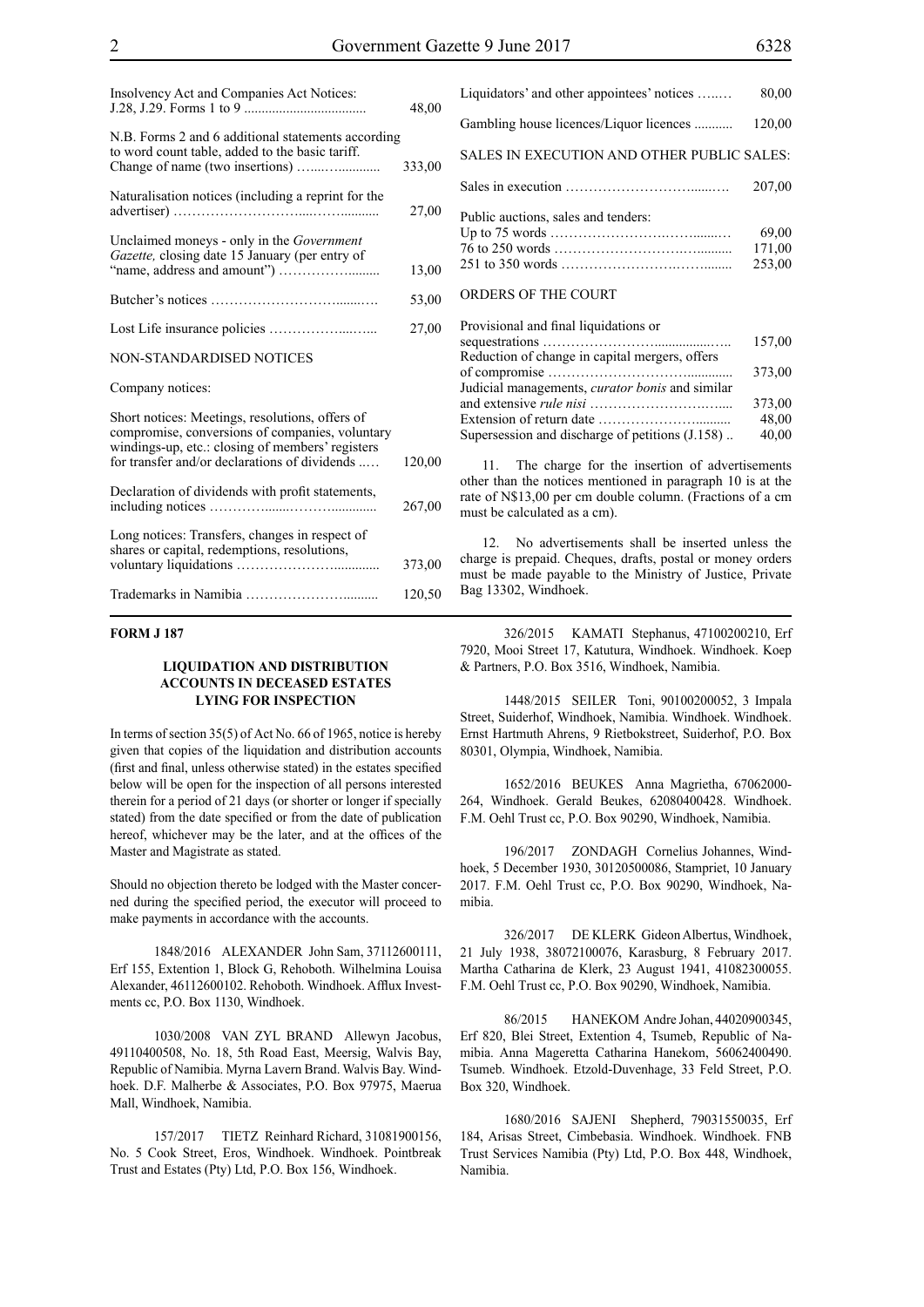| | |
|---|---|
| Insolvency Act and Companies Act Notices: J.28, J.29. Forms 1 to 9 | 48,00 |
| N.B. Forms 2 and 6 additional statements according to word count table, added to the basic tariff. Change of name (two insertions) | 333,00 |
| Naturalisation notices (including a reprint for the advertiser) | 27,00 |
| Unclaimed moneys - only in the *Government Gazette,* closing date 15 January (per entry of "name, address and amount") | 13,00 |
| Butcher's notices | 53,00 |
| Lost Life insurance policies | 27,00 |

NON-STANDARDISED NOTICES

Company notices:

| | |
|---|---|
| Short notices: Meetings, resolutions, offers of compromise, conversions of companies, voluntary windings-up, etc.: closing of members' registers for transfer and/or declarations of dividends | 120,00 |
| Declaration of dividends with profit statements, including notices | 267,00 |
| Long notices: Transfers, changes in respect of shares or capital, redemptions, resolutions, voluntary liquidations | 373,00 |
| Trademarks in Namibia | 120,50 |
| Liquidators' and other appointees' notices | 80,00 |
| Gambling house licences/Liquor licences | 120,00 |

SALES IN EXECUTION AND OTHER PUBLIC SALES:

| | |
|---|---|
| Sales in execution | 207,00 |
| Public auctions, sales and tenders: | |
| Up to 75 words | 69,00 |
| 76 to 250 words | 171,00 |
| 251 to 350 words | 253,00 |

ORDERS OF THE COURT

| | |
|---|---|
| Provisional and final liquidations or sequestrations | 157,00 |
| Reduction of change in capital mergers, offers of compromise | 373,00 |
| Judicial managements, *curator bonis* and similar and extensive *rule nisi* | 373,00 |
| Extension of return date | 48,00 |
| Supersession and discharge of petitions (J.158) | 40,00 |

11. The charge for the insertion of advertisements other than the notices mentioned in paragraph 10 is at the rate of N$13,00 per cm double column. (Fractions of a cm must be calculated as a cm).

12. No advertisements shall be inserted unless the charge is prepaid. Cheques, drafts, postal or money orders must be made payable to the Ministry of Justice, Private Bag 13302, Windhoek.

**FORM J 187**

### LIQUIDATION AND DISTRIBUTION ACCOUNTS IN DECEASED ESTATES LYING FOR INSPECTION

In terms of section 35(5) of Act No. 66 of 1965, notice is hereby given that copies of the liquidation and distribution accounts (first and final, unless otherwise stated) in the estates specified below will be open for the inspection of all persons interested therein for a period of 21 days (or shorter or longer if specially stated) from the date specified or from the date of publication hereof, whichever may be the later, and at the offices of the Master and Magistrate as stated.

Should no objection thereto be lodged with the Master concerned during the specified period, the executor will proceed to make payments in accordance with the accounts.

1848/2016 ALEXANDER John Sam, 37112600111, Erf 155, Extention 1, Block G, Rehoboth. Wilhelmina Louisa Alexander, 46112600102. Rehoboth. Windhoek. Afflux Investments cc, P.O. Box 1130, Windhoek.

1030/2008 VAN ZYL BRAND Allewyn Jacobus, 49110400508, No. 18, 5th Road East, Meersig, Walvis Bay, Republic of Namibia. Myrna Lavern Brand. Walvis Bay. Windhoek. D.F. Malherbe & Associates, P.O. Box 97975, Maerua Mall, Windhoek, Namibia.

157/2017 TIETZ Reinhard Richard, 31081900156, No. 5 Cook Street, Eros, Windhoek. Windhoek. Pointbreak Trust and Estates (Pty) Ltd, P.O. Box 156, Windhoek.

326/2015 KAMATI Stephanus, 47100200210, Erf 7920, Mooi Street 17, Katutura, Windhoek. Windhoek. Koep & Partners, P.O. Box 3516, Windhoek, Namibia.

1448/2015 SEILER Toni, 90100200052, 3 Impala Street, Suiderhof, Windhoek, Namibia. Windhoek. Windhoek. Ernst Hartmuth Ahrens, 9 Rietbokstreet, Suiderhof, P.O. Box 80301, Olympia, Windhoek, Namibia.

1652/2016 BEUKES Anna Magrietha, 67062000-264, Windhoek. Gerald Beukes, 62080400428. Windhoek. F.M. Oehl Trust cc, P.O. Box 90290, Windhoek, Namibia.

196/2017 ZONDAGH Cornelius Johannes, Windhoek, 5 December 1930, 30120500086, Stampriet, 10 January 2017. F.M. Oehl Trust cc, P.O. Box 90290, Windhoek, Namibia.

326/2017 DE KLERK Gideon Albertus, Windhoek, 21 July 1938, 38072100076, Karasburg, 8 February 2017. Martha Catharina de Klerk, 23 August 1941, 41082300055. F.M. Oehl Trust cc, P.O. Box 90290, Windhoek, Namibia.

86/2015 HANEKOM Andre Johan, 44020900345, Erf 820, Blei Street, Extention 4, Tsumeb, Republic of Namibia. Anna Mageretta Catharina Hanekom, 56062400490. Tsumeb. Windhoek. Etzold-Duvenhage, 33 Feld Street, P.O. Box 320, Windhoek.

1680/2016 SAJENI Shepherd, 79031550035, Erf 184, Arisas Street, Cimbebasia. Windhoek. Windhoek. FNB Trust Services Namibia (Pty) Ltd, P.O. Box 448, Windhoek, Namibia.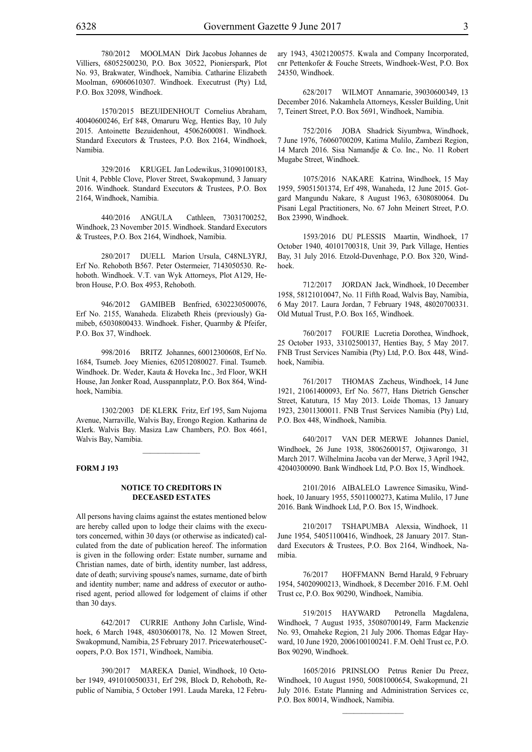780/2012 MOOLMAN Dirk Jacobus Johannes de Villiers, 68052500230, P.O. Box 30522, Pionierspark, Plot No. 93, Brakwater, Windhoek, Namibia. Catharine Elizabeth Moolman, 69060610307. Windhoek. Executrust (Pty) Ltd, P.O. Box 32098, Windhoek.

1570/2015 BEZUIDENHOUT Cornelius Abraham, 40040600246, Erf 848, Omaruru Weg, Henties Bay, 10 July 2015. Antoinette Bezuidenhout, 45062600081. Windhoek. Standard Executors & Trustees, P.O. Box 2164, Windhoek, Namibia.

329/2016 KRUGEL Jan Lodewikus, 31090100183, Unit 4, Pebble Clove, Plover Street, Swakopmund, 3 January 2016. Windhoek. Standard Executors & Trustees, P.O. Box 2164, Windhoek, Namibia.

440/2016 ANGULA Cathleen, 73031700252, Windhoek, 23 November 2015. Windhoek. Standard Executors & Trustees, P.O. Box 2164, Windhoek, Namibia.

280/2017 DUELL Marion Ursula, C48NL3YRJ, Erf No. Rehoboth B567. Peter Ostermeier, 7143050530. Rehoboth. Windhoek. V.T. van Wyk Attorneys, Plot A129, Hebron House, P.O. Box 4953, Rehoboth.

946/2012 GAMIBEB Benfried, 6302230500076, Erf No. 2155, Wanaheda. Elizabeth Rheis (previously) Gamibeb, 65030800433. Windhoek. Fisher, Quarmby & Pfeifer, P.O. Box 37, Windhoek.

998/2016 BRITZ Johannes, 60012300608, Erf No. 1684, Tsumeb. Joey Mienies, 620512080027. Final. Tsumeb. Windhoek. Dr. Weder, Kauta & Hoveka Inc., 3rd Floor, WKH House, Jan Jonker Road, Ausspannplatz, P.O. Box 864, Windhoek, Namibia.

1302/2003 DE KLERK Fritz, Erf 195, Sam Nujoma Avenue, Narraville, Walvis Bay, Erongo Region. Katharina de Klerk. Walvis Bay. Masiza Law Chambers, P.O. Box 4661, Walvis Bay, Namibia.

---

**FORM J 193**

**NOTICE TO CREDITORS IN DECEASED ESTATES**

All persons having claims against the estates mentioned below are hereby called upon to lodge their claims with the executors concerned, within 30 days (or otherwise as indicated) calculated from the date of publication hereof. The information is given in the following order: Estate number, surname and Christian names, date of birth, identity number, last address, date of death; surviving spouse's names, surname, date of birth and identity number; name and address of executor or authorised agent, period allowed for lodgement of claims if other than 30 days.

642/2017 CURRIE Anthony John Carlisle, Windhoek, 6 March 1948, 48030600178, No. 12 Mowen Street, Swakopmund, Namibia, 25 February 2017. PricewaterhouseCoopers, P.O. Box 1571, Windhoek, Namibia.

390/2017 MAREKA Daniel, Windhoek, 10 October 1949, 4910100500331, Erf 298, Block D, Rehoboth, Republic of Namibia, 5 October 1991. Lauda Mareka, 12 February 1943, 43021200575. Kwala and Company Incorporated, cnr Pettenkofer & Fouche Streets, Windhoek-West, P.O. Box 24350, Windhoek.

628/2017 WILMOT Annamarie, 39030600349, 13 December 2016. Nakamhela Attorneys, Kessler Building, Unit 7, Teinert Street, P.O. Box 5691, Windhoek, Namibia.

752/2016 JOBA Shadrick Siyumbwa, Windhoek, 7 June 1976, 76060700209, Katima Mulilo, Zambezi Region, 14 March 2016. Sisa Namandje & Co. Inc., No. 11 Robert Mugabe Street, Windhoek.

1075/2016 NAKARE Katrina, Windhoek, 15 May 1959, 59051501374, Erf 498, Wanaheda, 12 June 2015. Gotgard Mangundu Nakare, 8 August 1963, 6308080064. Du Pisani Legal Practitioners, No. 67 John Meinert Street, P.O. Box 23990, Windhoek.

1593/2016 DU PLESSIS Maartin, Windhoek, 17 October 1940, 40101700318, Unit 39, Park Village, Henties Bay, 31 July 2016. Etzold-Duvenhage, P.O. Box 320, Windhoek.

712/2017 JORDAN Jack, Windhoek, 10 December 1958, 58121010047, No. 11 Fifth Road, Walvis Bay, Namibia, 6 May 2017. Laura Jordan, 7 February 1948, 48020700331. Old Mutual Trust, P.O. Box 165, Windhoek.

760/2017 FOURIE Lucretia Dorothea, Windhoek, 25 October 1933, 33102500137, Henties Bay, 5 May 2017. FNB Trust Services Namibia (Pty) Ltd, P.O. Box 448, Windhoek, Namibia.

761/2017 THOMAS Zacheus, Windhoek, 14 June 1921, 21061400093, Erf No. 5677, Hans Dietrich Genscher Street, Katutura, 15 May 2013. Loide Thomas, 13 January 1923, 23011300011. FNB Trust Services Namibia (Pty) Ltd, P.O. Box 448, Windhoek, Namibia.

640/2017 VAN DER MERWE Johannes Daniel, Windhoek, 26 June 1938, 38062600157, Otjiwarongo, 31 March 2017. Wilhelmina Jacoba van der Merwe, 3 April 1942, 42040300090. Bank Windhoek Ltd, P.O. Box 15, Windhoek.

2101/2016 AIBALELO Lawrence Simasiku, Windhoek, 10 January 1955, 55011000273, Katima Mulilo, 17 June 2016. Bank Windhoek Ltd, P.O. Box 15, Windhoek.

210/2017 TSHAPUMBA Alexsia, Windhoek, 11 June 1954, 54051100416, Windhoek, 28 January 2017. Standard Executors & Trustees, P.O. Box 2164, Windhoek, Namibia.

76/2017 HOFFMANN Bernd Harald, 9 February 1954, 54020900213, Windhoek, 8 December 2016. F.M. Oehl Trust cc, P.O. Box 90290, Windhoek, Namibia.

519/2015 HAYWARD Petronella Magdalena, Windhoek, 7 August 1935, 35080700149, Farm Mackenzie No. 93, Omaheke Region, 21 July 2006. Thomas Edgar Hayward, 10 June 1920, 2006100100241. F.M. Oehl Trust cc, P.O. Box 90290, Windhoek.

1605/2016 PRINSLOO Petrus Renier Du Preez, Windhoek, 10 August 1950, 50081000654, Swakopmund, 21 July 2016. Estate Planning and Administration Services cc, P.O. Box 80014, Windhoek, Namibia.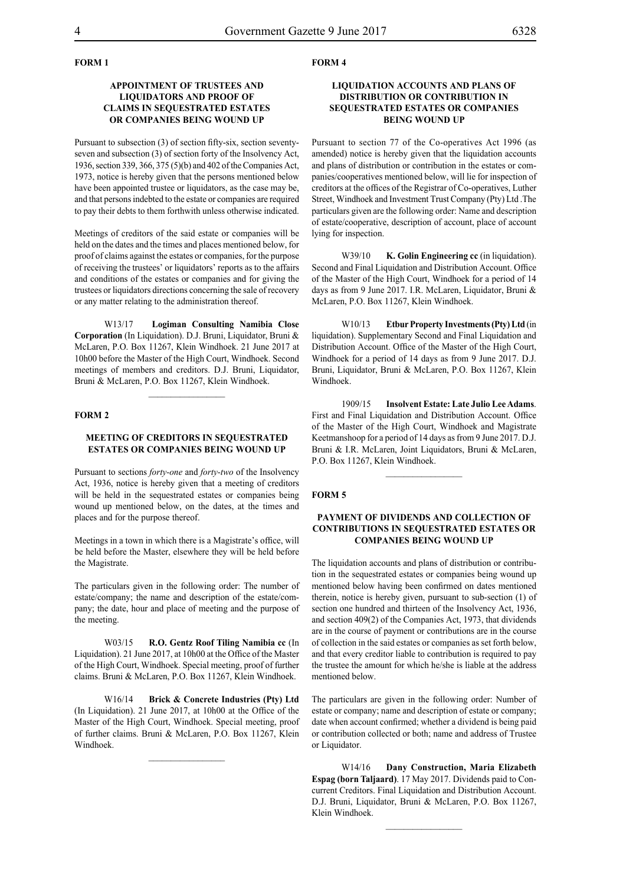**FORM 1**

**APPOINTMENT OF TRUSTEES AND LIQUIDATORS AND PROOF OF CLAIMS IN SEQUESTRATED ESTATES OR COMPANIES BEING WOUND UP**

Pursuant to subsection (3) of section fifty-six, section seventy-seven and subsection (3) of section forty of the Insolvency Act, 1936, section 339, 366, 375 (5)(b) and 402 of the Companies Act, 1973, notice is hereby given that the persons mentioned below have been appointed trustee or liquidators, as the case may be, and that persons indebted to the estate or companies are required to pay their debts to them forthwith unless otherwise indicated.

Meetings of creditors of the said estate or companies will be held on the dates and the times and places mentioned below, for proof of claims against the estates or companies, for the purpose of receiving the trustees' or liquidators' reports as to the affairs and conditions of the estates or companies and for giving the trustees or liquidators directions concerning the sale of recovery or any matter relating to the administration thereof.

W13/17 **Logiman Consulting Namibia Close Corporation** (In Liquidation). D.J. Bruni, Liquidator, Bruni & McLaren, P.O. Box 11267, Klein Windhoek. 21 June 2017 at 10h00 before the Master of the High Court, Windhoek. Second meetings of members and creditors. D.J. Bruni, Liquidator, Bruni & McLaren, P.O. Box 11267, Klein Windhoek.

---

**FORM 2**

**MEETING OF CREDITORS IN SEQUESTRATED ESTATES OR COMPANIES BEING WOUND UP**

Pursuant to sections *forty-one* and *forty-two* of the Insolvency Act, 1936, notice is hereby given that a meeting of creditors will be held in the sequestrated estates or companies being wound up mentioned below, on the dates, at the times and places and for the purpose thereof.

Meetings in a town in which there is a Magistrate's office, will be held before the Master, elsewhere they will be held before the Magistrate.

The particulars given in the following order: The number of estate/company; the name and description of the estate/company; the date, hour and place of meeting and the purpose of the meeting.

W03/15 **R.O. Gentz Roof Tiling Namibia cc** (In Liquidation). 21 June 2017, at 10h00 at the Office of the Master of the High Court, Windhoek. Special meeting, proof of further claims. Bruni & McLaren, P.O. Box 11267, Klein Windhoek.

W16/14 **Brick & Concrete Industries (Pty) Ltd** (In Liquidation). 21 June 2017, at 10h00 at the Office of the Master of the High Court, Windhoek. Special meeting, proof of further claims. Bruni & McLaren, P.O. Box 11267, Klein Windhoek.

---

**FORM 4**

**LIQUIDATION ACCOUNTS AND PLANS OF DISTRIBUTION OR CONTRIBUTION IN SEQUESTRATED ESTATES OR COMPANIES BEING WOUND UP**

Pursuant to section 77 of the Co-operatives Act 1996 (as amended) notice is hereby given that the liquidation accounts and plans of distribution or contribution in the estates or companies/cooperatives mentioned below, will lie for inspection of creditors at the offices of the Registrar of Co-operatives, Luther Street, Windhoek and Investment Trust Company (Pty) Ltd .The particulars given are the following order: Name and description of estate/cooperative, description of account, place of account lying for inspection.

W39/10 **K. Golin Engineering cc** (in liquidation). Second and Final Liquidation and Distribution Account. Office of the Master of the High Court, Windhoek for a period of 14 days as from 9 June 2017. I.R. McLaren, Liquidator, Bruni & McLaren, P.O. Box 11267, Klein Windhoek.

W10/13 **Etbur Property Investments (Pty) Ltd** (in liquidation). Supplementary Second and Final Liquidation and Distribution Account. Office of the Master of the High Court, Windhoek for a period of 14 days as from 9 June 2017. D.J. Bruni, Liquidator, Bruni & McLaren, P.O. Box 11267, Klein Windhoek.

1909/15 **Insolvent Estate: Late Julio Lee Adams**. First and Final Liquidation and Distribution Account. Office of the Master of the High Court, Windhoek and Magistrate Keetmanshoop for a period of 14 days as from 9 June 2017. D.J. Bruni & I.R. McLaren, Joint Liquidators, Bruni & McLaren, P.O. Box 11267, Klein Windhoek.

---

**FORM 5**

**PAYMENT OF DIVIDENDS AND COLLECTION OF CONTRIBUTIONS IN SEQUESTRATED ESTATES OR COMPANIES BEING WOUND UP**

The liquidation accounts and plans of distribution or contribution in the sequestrated estates or companies being wound up mentioned below having been confirmed on dates mentioned therein, notice is hereby given, pursuant to sub-section (1) of section one hundred and thirteen of the Insolvency Act, 1936, and section 409(2) of the Companies Act, 1973, that dividends are in the course of payment or contributions are in the course of collection in the said estates or companies as set forth below, and that every creditor liable to contribution is required to pay the trustee the amount for which he/she is liable at the address mentioned below.

The particulars are given in the following order: Number of estate or company; name and description of estate or company; date when account confirmed; whether a dividend is being paid or contribution collected or both; name and address of Trustee or Liquidator.

W14/16 **Dany Construction, Maria Elizabeth Espag (born Taljaard)**. 17 May 2017. Dividends paid to Concurrent Creditors. Final Liquidation and Distribution Account. D.J. Bruni, Liquidator, Bruni & McLaren, P.O. Box 11267, Klein Windhoek.

---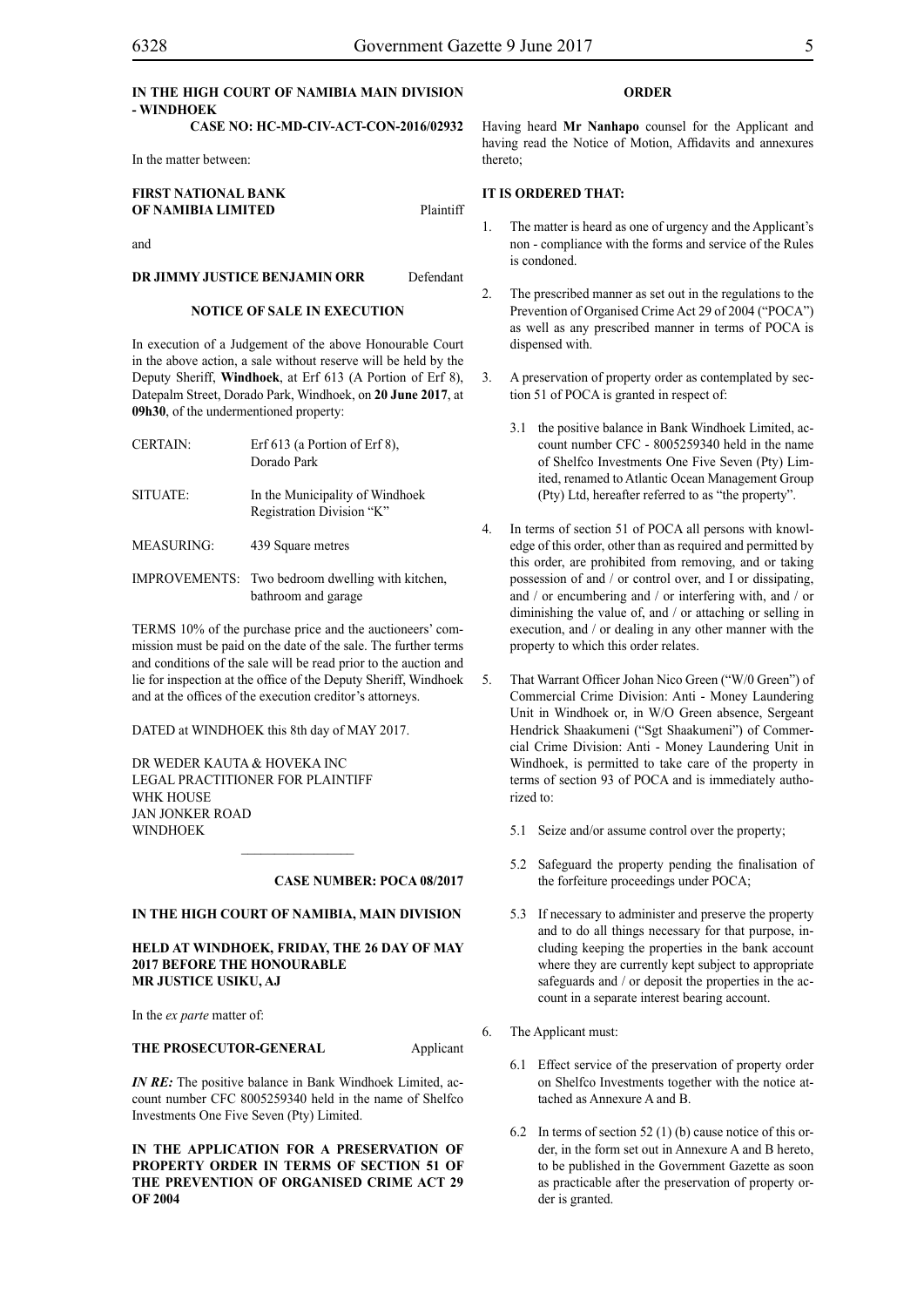**IN THE HIGH COURT OF NAMIBIA MAIN DIVISION - WINDHOEK**

**CASE NO: HC-MD-CIV-ACT-CON-2016/02932**

In the matter between:

**FIRST NATIONAL BANK OF NAMIBIA LIMITED** Plaintiff

and

**DR JIMMY JUSTICE BENJAMIN ORR** Defendant

**NOTICE OF SALE IN EXECUTION**

In execution of a Judgement of the above Honourable Court in the above action, a sale without reserve will be held by the Deputy Sheriff, **Windhoek**, at Erf 613 (A Portion of Erf 8), Datepalm Street, Dorado Park, Windhoek, on **20 June 2017**, at **09h30**, of the undermentioned property:

| | |
|---|---|
| CERTAIN: | Erf 613 (a Portion of Erf 8), Dorado Park |
| SITUATE: | In the Municipality of Windhoek Registration Division "K" |
| MEASURING: | 439 Square metres |
| IMPROVEMENTS: | Two bedroom dwelling with kitchen, bathroom and garage |

TERMS 10% of the purchase price and the auctioneers' commission must be paid on the date of the sale. The further terms and conditions of the sale will be read prior to the auction and lie for inspection at the office of the Deputy Sheriff, Windhoek and at the offices of the execution creditor's attorneys.

DATED at WINDHOEK this 8th day of MAY 2017.

DR WEDER KAUTA & HOVEKA INC
LEGAL PRACTITIONER FOR PLAINTIFF
WHK HOUSE
JAN JONKER ROAD
WINDHOEK

---

**CASE NUMBER: POCA 08/2017**

**IN THE HIGH COURT OF NAMIBIA, MAIN DIVISION**

**HELD AT WINDHOEK, FRIDAY, THE 26 DAY OF MAY 2017 BEFORE THE HONOURABLE MR JUSTICE USIKU, AJ**

In the *ex parte* matter of:

**THE PROSECUTOR-GENERAL** Applicant

***IN RE:*** The positive balance in Bank Windhoek Limited, account number CFC 8005259340 held in the name of Shelfco Investments One Five Seven (Pty) Limited.

**IN THE APPLICATION FOR A PRESERVATION OF PROPERTY ORDER IN TERMS OF SECTION 51 OF THE PREVENTION OF ORGANISED CRIME ACT 29 OF 2004**

**ORDER**

Having heard **Mr Nanhapo** counsel for the Applicant and having read the Notice of Motion, Affidavits and annexures thereto;

**IT IS ORDERED THAT:**

1. The matter is heard as one of urgency and the Applicant's non - compliance with the forms and service of the Rules is condoned.

2. The prescribed manner as set out in the regulations to the Prevention of Organised Crime Act 29 of 2004 ("POCA") as well as any prescribed manner in terms of POCA is dispensed with.

3. A preservation of property order as contemplated by section 51 of POCA is granted in respect of:

   3.1 the positive balance in Bank Windhoek Limited, account number CFC - 8005259340 held in the name of Shelfco Investments One Five Seven (Pty) Limited, renamed to Atlantic Ocean Management Group (Pty) Ltd, hereafter referred to as "the property".

4. In terms of section 51 of POCA all persons with knowledge of this order, other than as required and permitted by this order, are prohibited from removing, and or taking possession of and / or control over, and I or dissipating, and / or encumbering and / or interfering with, and / or diminishing the value of, and / or attaching or selling in execution, and / or dealing in any other manner with the property to which this order relates.

5. That Warrant Officer Johan Nico Green ("W/0 Green") of Commercial Crime Division: Anti - Money Laundering Unit in Windhoek or, in W/O Green absence, Sergeant Hendrick Shaakumeni ("Sgt Shaakumeni") of Commercial Crime Division: Anti - Money Laundering Unit in Windhoek, is permitted to take care of the property in terms of section 93 of POCA and is immediately authorized to:

   5.1 Seize and/or assume control over the property;

   5.2 Safeguard the property pending the finalisation of the forfeiture proceedings under POCA;

   5.3 If necessary to administer and preserve the property and to do all things necessary for that purpose, including keeping the properties in the bank account where they are currently kept subject to appropriate safeguards and / or deposit the properties in the account in a separate interest bearing account.

6. The Applicant must:

   6.1 Effect service of the preservation of property order on Shelfco Investments together with the notice attached as Annexure A and B.

   6.2 In terms of section 52 (1) (b) cause notice of this order, in the form set out in Annexure A and B hereto, to be published in the Government Gazette as soon as practicable after the preservation of property order is granted.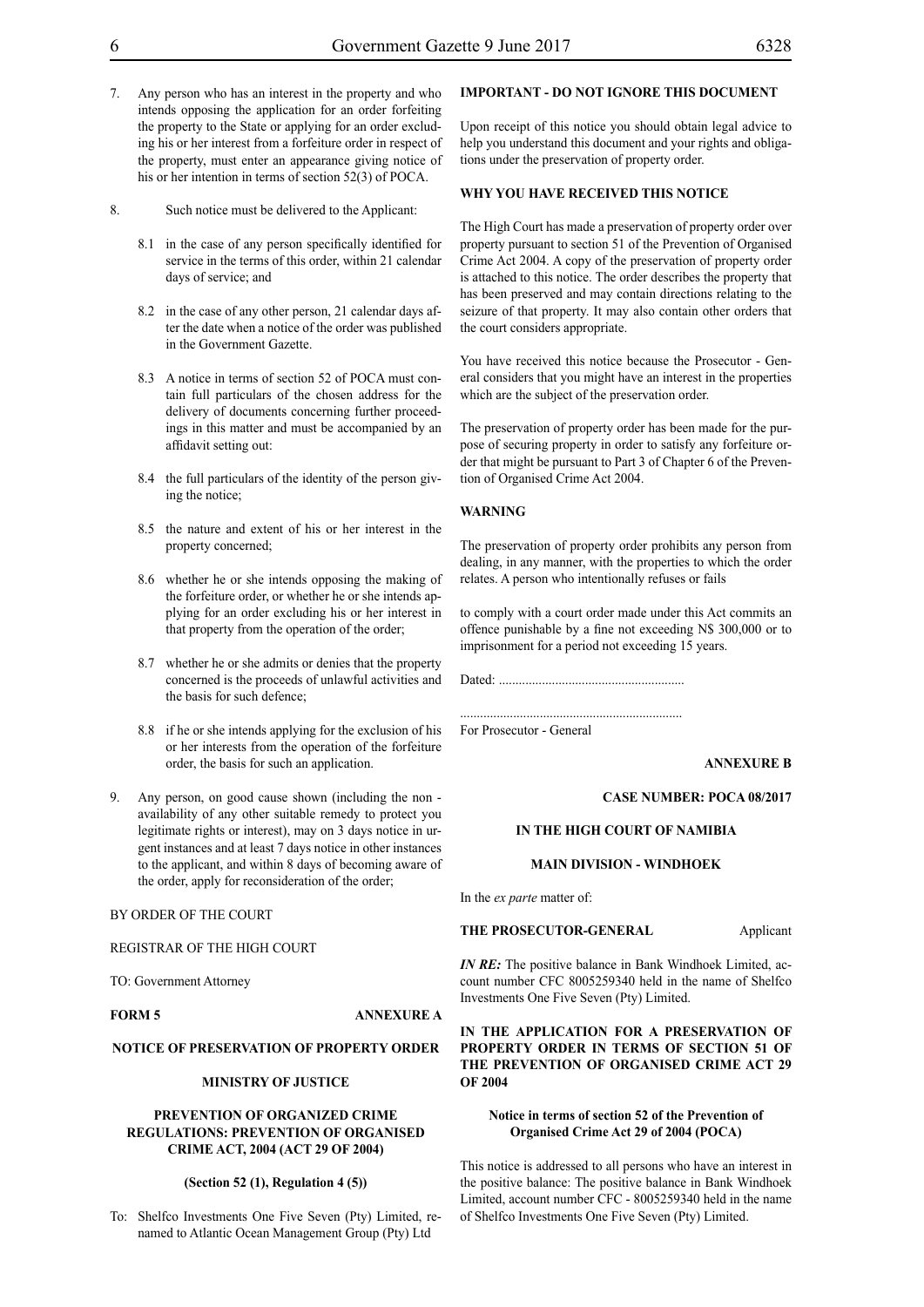7. Any person who has an interest in the property and who intends opposing the application for an order forfeiting the property to the State or applying for an order excluding his or her interest from a forfeiture order in respect of the property, must enter an appearance giving notice of his or her intention in terms of section 52(3) of POCA.

8. Such notice must be delivered to the Applicant:

   8.1 in the case of any person specifically identified for service in the terms of this order, within 21 calendar days of service; and

   8.2 in the case of any other person, 21 calendar days after the date when a notice of the order was published in the Government Gazette.

   8.3 A notice in terms of section 52 of POCA must contain full particulars of the chosen address for the delivery of documents concerning further proceedings in this matter and must be accompanied by an affidavit setting out:

   8.4 the full particulars of the identity of the person giving the notice;

   8.5 the nature and extent of his or her interest in the property concerned;

   8.6 whether he or she intends opposing the making of the forfeiture order, or whether he or she intends applying for an order excluding his or her interest in that property from the operation of the order;

   8.7 whether he or she admits or denies that the property concerned is the proceeds of unlawful activities and the basis for such defence;

   8.8 if he or she intends applying for the exclusion of his or her interests from the operation of the forfeiture order, the basis for such an application.

9. Any person, on good cause shown (including the non - availability of any other suitable remedy to protect you legitimate rights or interest), may on 3 days notice in urgent instances and at least 7 days notice in other instances to the applicant, and within 8 days of becoming aware of the order, apply for reconsideration of the order;

BY ORDER OF THE COURT

REGISTRAR OF THE HIGH COURT

TO: Government Attorney

**FORM 5** **ANNEXURE A**

**NOTICE OF PRESERVATION OF PROPERTY ORDER**

**MINISTRY OF JUSTICE**

**PREVENTION OF ORGANIZED CRIME REGULATIONS: PREVENTION OF ORGANISED CRIME ACT, 2004 (ACT 29 OF 2004)**

**(Section 52 (1), Regulation 4 (5))**

To: Shelfco Investments One Five Seven (Pty) Limited, renamed to Atlantic Ocean Management Group (Pty) Ltd

**IMPORTANT - DO NOT IGNORE THIS DOCUMENT**

Upon receipt of this notice you should obtain legal advice to help you understand this document and your rights and obligations under the preservation of property order.

**WHY YOU HAVE RECEIVED THIS NOTICE**

The High Court has made a preservation of property order over property pursuant to section 51 of the Prevention of Organised Crime Act 2004. A copy of the preservation of property order is attached to this notice. The order describes the property that has been preserved and may contain directions relating to the seizure of that property. It may also contain other orders that the court considers appropriate.

You have received this notice because the Prosecutor - General considers that you might have an interest in the properties which are the subject of the preservation order.

The preservation of property order has been made for the purpose of securing property in order to satisfy any forfeiture order that might be pursuant to Part 3 of Chapter 6 of the Prevention of Organised Crime Act 2004.

**WARNING**

The preservation of property order prohibits any person from dealing, in any manner, with the properties to which the order relates. A person who intentionally refuses or fails

to comply with a court order made under this Act commits an offence punishable by a fine not exceeding N$ 300,000 or to imprisonment for a period not exceeding 15 years.

Dated: ........................................................

...................................................................
For Prosecutor - General

**ANNEXURE B**

**CASE NUMBER: POCA 08/2017**

**IN THE HIGH COURT OF NAMIBIA**

**MAIN DIVISION - WINDHOEK**

In the *ex parte* matter of:

**THE PROSECUTOR-GENERAL** Applicant

***IN RE:*** The positive balance in Bank Windhoek Limited, account number CFC 8005259340 held in the name of Shelfco Investments One Five Seven (Pty) Limited.

**IN THE APPLICATION FOR A PRESERVATION OF PROPERTY ORDER IN TERMS OF SECTION 51 OF THE PREVENTION OF ORGANISED CRIME ACT 29 OF 2004**

**Notice in terms of section 52 of the Prevention of Organised Crime Act 29 of 2004 (POCA)**

This notice is addressed to all persons who have an interest in the positive balance: The positive balance in Bank Windhoek Limited, account number CFC - 8005259340 held in the name of Shelfco Investments One Five Seven (Pty) Limited.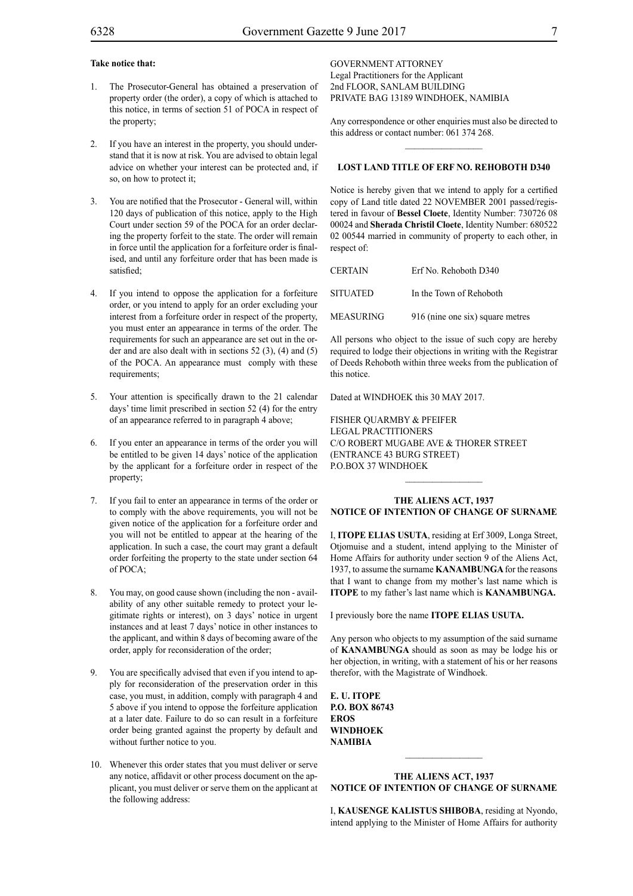**Take notice that:**

1. The Prosecutor-General has obtained a preservation of property order (the order), a copy of which is attached to this notice, in terms of section 51 of POCA in respect of the property;

2. If you have an interest in the property, you should understand that it is now at risk. You are advised to obtain legal advice on whether your interest can be protected and, if so, on how to protect it;

3. You are notified that the Prosecutor - General will, within 120 days of publication of this notice, apply to the High Court under section 59 of the POCA for an order declaring the property forfeit to the state. The order will remain in force until the application for a forfeiture order is finalised, and until any forfeiture order that has been made is satisfied;

4. If you intend to oppose the application for a forfeiture order, or you intend to apply for an order excluding your interest from a forfeiture order in respect of the property, you must enter an appearance in terms of the order. The requirements for such an appearance are set out in the order and are also dealt with in sections 52 (3), (4) and (5) of the POCA. An appearance must comply with these requirements;

5. Your attention is specifically drawn to the 21 calendar days' time limit prescribed in section 52 (4) for the entry of an appearance referred to in paragraph 4 above;

6. If you enter an appearance in terms of the order you will be entitled to be given 14 days' notice of the application by the applicant for a forfeiture order in respect of the property;

7. If you fail to enter an appearance in terms of the order or to comply with the above requirements, you will not be given notice of the application for a forfeiture order and you will not be entitled to appear at the hearing of the application. In such a case, the court may grant a default order forfeiting the property to the state under section 64 of POCA;

8. You may, on good cause shown (including the non - availability of any other suitable remedy to protect your legitimate rights or interest), on 3 days' notice in urgent instances and at least 7 days' notice in other instances to the applicant, and within 8 days of becoming aware of the order, apply for reconsideration of the order;

9. You are specifically advised that even if you intend to apply for reconsideration of the preservation order in this case, you must, in addition, comply with paragraph 4 and 5 above if you intend to oppose the forfeiture application at a later date. Failure to do so can result in a forfeiture order being granted against the property by default and without further notice to you.

10. Whenever this order states that you must deliver or serve any notice, affidavit or other process document on the applicant, you must deliver or serve them on the applicant at the following address:

GOVERNMENT ATTORNEY
Legal Practitioners for the Applicant
2nd FLOOR, SANLAM BUILDING
PRIVATE BAG 13189 WINDHOEK, NAMIBIA

Any correspondence or other enquiries must also be directed to this address or contact number: 061 374 268.

---

**LOST LAND TITLE OF ERF NO. REHOBOTH D340**

Notice is hereby given that we intend to apply for a certified copy of Land title dated 22 NOVEMBER 2001 passed/registered in favour of **Bessel Cloete**, Identity Number: 730726 08 00024 and **Sherada Christil Cloete**, Identity Number: 680522 02 00544 married in community of property to each other, in respect of:

| | |
|---|---|
| CERTAIN | Erf No. Rehoboth D340 |
| SITUATED | In the Town of Rehoboth |
| MEASURING | 916 (nine one six) square metres |

All persons who object to the issue of such copy are hereby required to lodge their objections in writing with the Registrar of Deeds Rehoboth within three weeks from the publication of this notice.

Dated at WINDHOEK this 30 MAY 2017.

FISHER QUARMBY & PFEIFER
LEGAL PRACTITIONERS
C/O ROBERT MUGABE AVE & THORER STREET
(ENTRANCE 43 BURG STREET)
P.O.BOX 37 WINDHOEK

---

**THE ALIENS ACT, 1937**
**NOTICE OF INTENTION OF CHANGE OF SURNAME**

I, **ITOPE ELIAS USUTA**, residing at Erf 3009, Longa Street, Otjomuise and a student, intend applying to the Minister of Home Affairs for authority under section 9 of the Aliens Act, 1937, to assume the surname **KANAMBUNGA** for the reasons that I want to change from my mother's last name which is **ITOPE** to my father's last name which is **KANAMBUNGA.**

I previously bore the name **ITOPE ELIAS USUTA.**

Any person who objects to my assumption of the said surname of **KANAMBUNGA** should as soon as may be lodge his or her objection, in writing, with a statement of his or her reasons therefor, with the Magistrate of Windhoek.

**E. U. ITOPE**
**P.O. BOX 86743**
**EROS**
**WINDHOEK**
**NAMIBIA**

---

**THE ALIENS ACT, 1937**
**NOTICE OF INTENTION OF CHANGE OF SURNAME**

I, **KAUSENGE KALISTUS SHIBOBA**, residing at Nyondo, intend applying to the Minister of Home Affairs for authority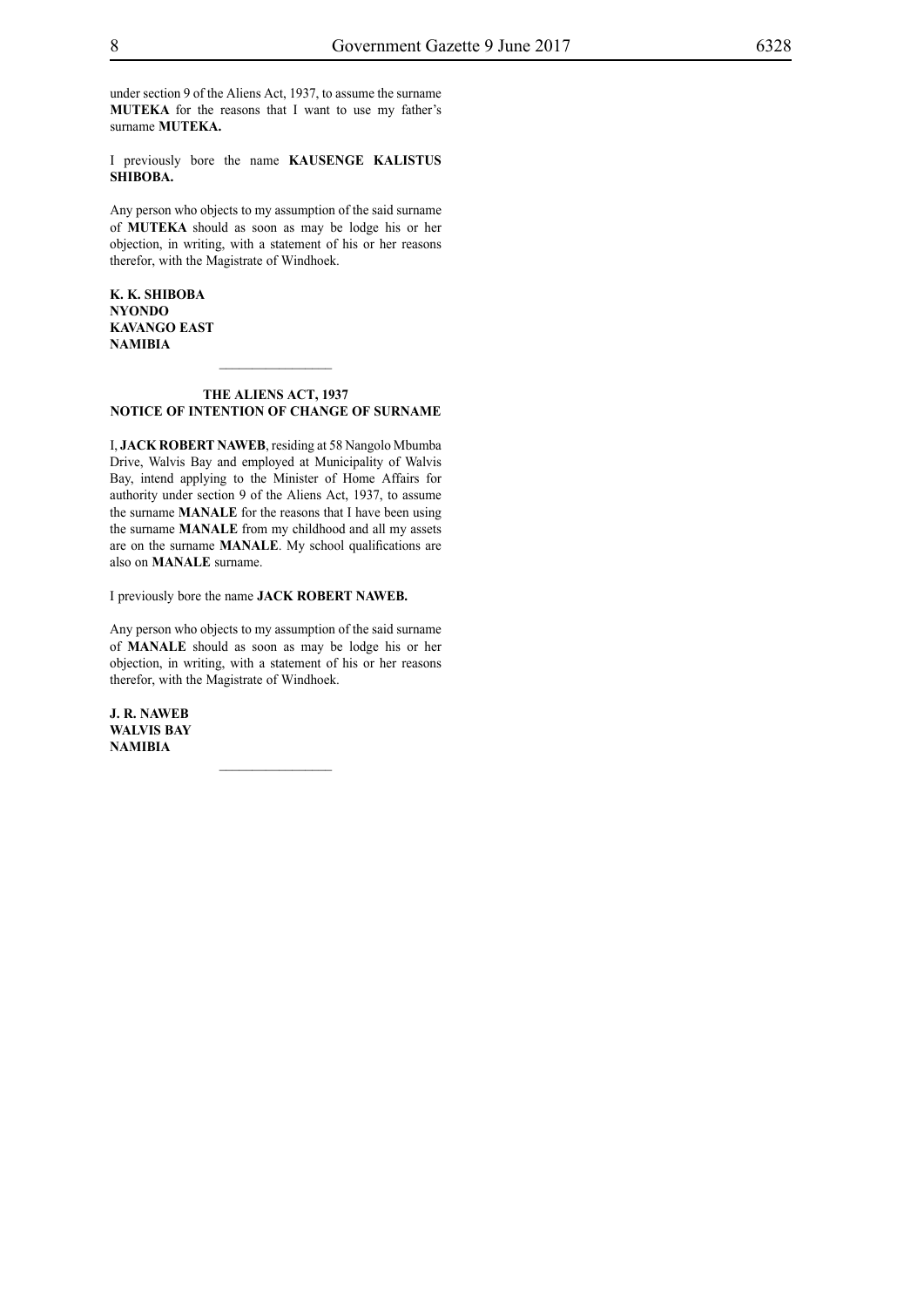under section 9 of the Aliens Act, 1937, to assume the surname **MUTEKA** for the reasons that I want to use my father's surname **MUTEKA.**

I previously bore the name **KAUSENGE KALISTUS SHIBOBA.**

Any person who objects to my assumption of the said surname of **MUTEKA** should as soon as may be lodge his or her objection, in writing, with a statement of his or her reasons therefor, with the Magistrate of Windhoek.

**K. K. SHIBOBA**
**NYONDO**
**KAVANGO EAST**
**NAMIBIA**

---

**THE ALIENS ACT, 1937**
**NOTICE OF INTENTION OF CHANGE OF SURNAME**

I, **JACK ROBERT NAWEB**, residing at 58 Nangolo Mbumba Drive, Walvis Bay and employed at Municipality of Walvis Bay, intend applying to the Minister of Home Affairs for authority under section 9 of the Aliens Act, 1937, to assume the surname **MANALE** for the reasons that I have been using the surname **MANALE** from my childhood and all my assets are on the surname **MANALE**. My school qualifications are also on **MANALE** surname.

I previously bore the name **JACK ROBERT NAWEB.**

Any person who objects to my assumption of the said surname of **MANALE** should as soon as may be lodge his or her objection, in writing, with a statement of his or her reasons therefor, with the Magistrate of Windhoek.

**J. R. NAWEB**
**WALVIS BAY**
**NAMIBIA**

---